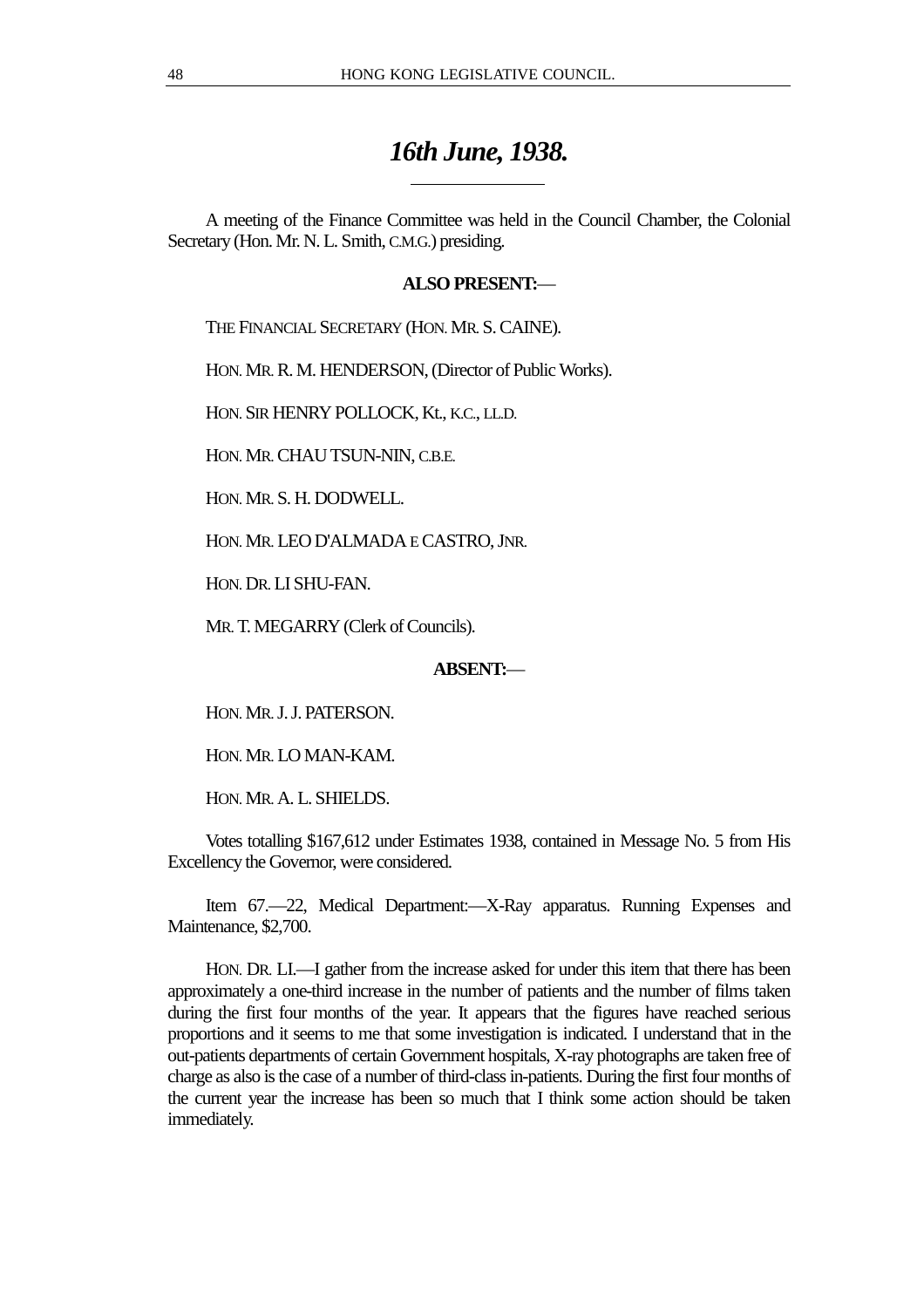# *16th June, 1938.*

A meeting of the Finance Committee was held in the Council Chamber, the Colonial Secretary (Hon. Mr. N. L. Smith, C.M.G.) presiding.

**ALSO PRESENT:**—

THE FINANCIAL SECRETARY (HON. MR. S. CAINE).

HON. MR. R. M. HENDERSON, (Director of Public Works).

HON. SIR HENRY POLLOCK, Kt., K.C., LL.D.

HON. MR. CHAU TSUN-NIN, C.B.E.

HON. MR. S. H. DODWELL.

HON. MR. LEO D'ALMADA E CASTRO, JNR.

HON. DR. LI SHU-FAN.

MR. T. MEGARRY (Clerk of Councils).

**ABSENT:**—

HON. MR. J. J. PATERSON.

HON. MR. LO MAN-KAM.

HON. MR. A. L. SHIELDS.

Votes totalling $167,612 under Estimates 1938, contained in Message No. 5 from His Excellency the Governor, were considered.

Item 67.—22, Medical Department:—X-Ray apparatus. Running Expenses and Maintenance, $2,700.

HON. DR. LI.—I gather from the increase asked for under this item that there has been approximately a one-third increase in the number of patients and the number of films taken during the first four months of the year. It appears that the figures have reached serious proportions and it seems to me that some investigation is indicated. I understand that in the out-patients departments of certain Government hospitals, X-ray photographs are taken free of charge as also is the case of a number of third-class in-patients. During the first four months of the current year the increase has been so much that I think some action should be taken immediately.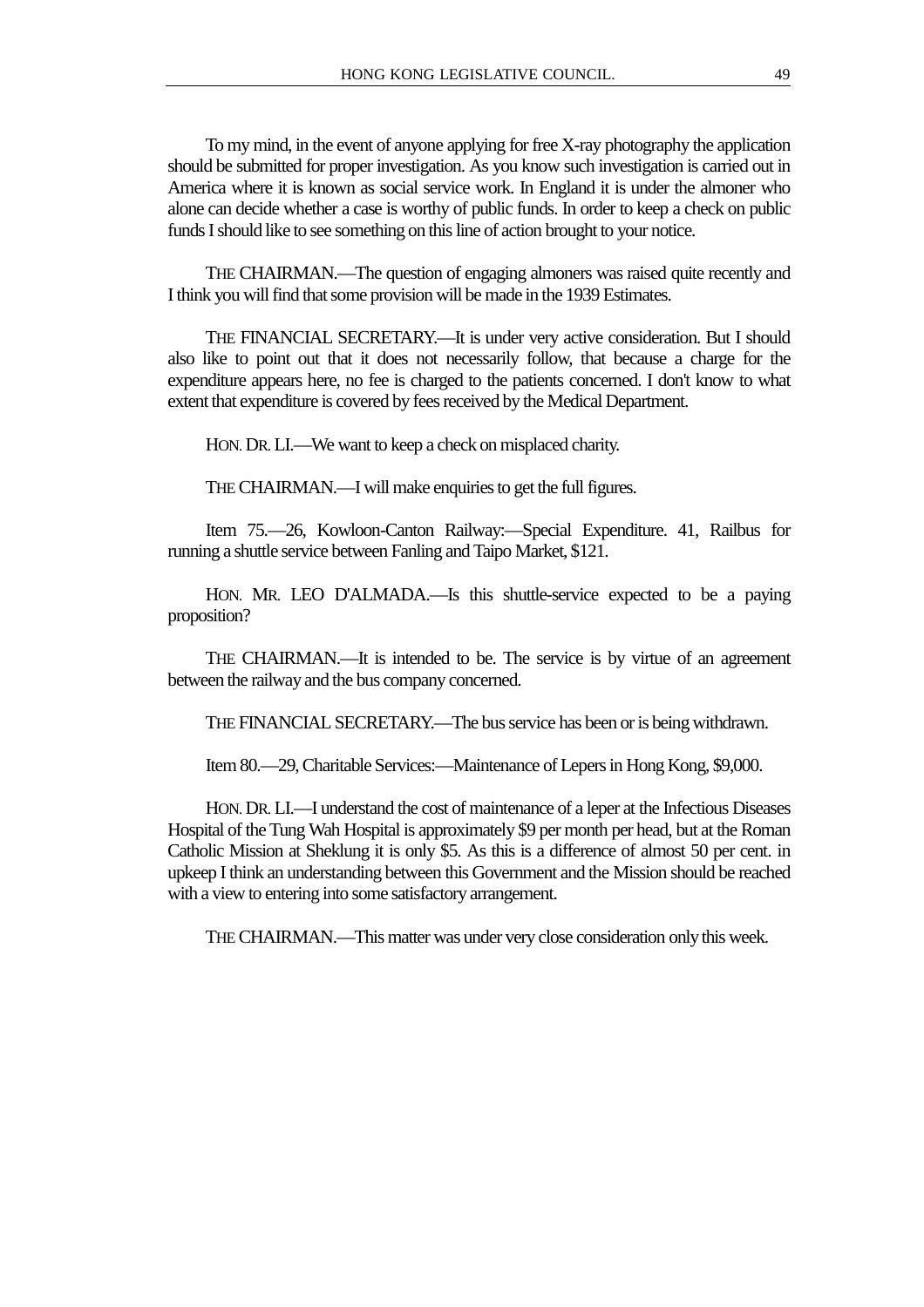To my mind, in the event of anyone applying for free X-ray photography the application should be submitted for proper investigation. As you know such investigation is carried out in America where it is known as social service work. In England it is under the almoner who alone can decide whether a case is worthy of public funds. In order to keep a check on public funds I should like to see something on this line of action brought to your notice.

THE CHAIRMAN.—The question of engaging almoners was raised quite recently and I think you will find that some provision will be made in the 1939 Estimates.

THE FINANCIAL SECRETARY.—It is under very active consideration. But I should also like to point out that it does not necessarily follow, that because a charge for the expenditure appears here, no fee is charged to the patients concerned. I don't know to what extent that expenditure is covered by fees received by the Medical Department.

HON. DR. LI.—We want to keep a check on misplaced charity.

THE CHAIRMAN.—I will make enquiries to get the full figures.

Item 75.—26, Kowloon-Canton Railway:—Special Expenditure. 41, Railbus for running a shuttle service between Fanling and Taipo Market, $121.

HON. MR. LEO D'ALMADA.—Is this shuttle-service expected to be a paying proposition?

THE CHAIRMAN.—It is intended to be. The service is by virtue of an agreement between the railway and the bus company concerned.

THE FINANCIAL SECRETARY.—The bus service has been or is being withdrawn.

Item 80.—29, Charitable Services:—Maintenance of Lepers in Hong Kong, $9,000.

HON. DR. LI.—I understand the cost of maintenance of a leper at the Infectious Diseases Hospital of the Tung Wah Hospital is approximately $9 per month per head, but at the Roman Catholic Mission at Sheklung it is only $5. As this is a difference of almost 50 per cent. in upkeep I think an understanding between this Government and the Mission should be reached with a view to entering into some satisfactory arrangement.

THE CHAIRMAN.—This matter was under very close consideration only this week.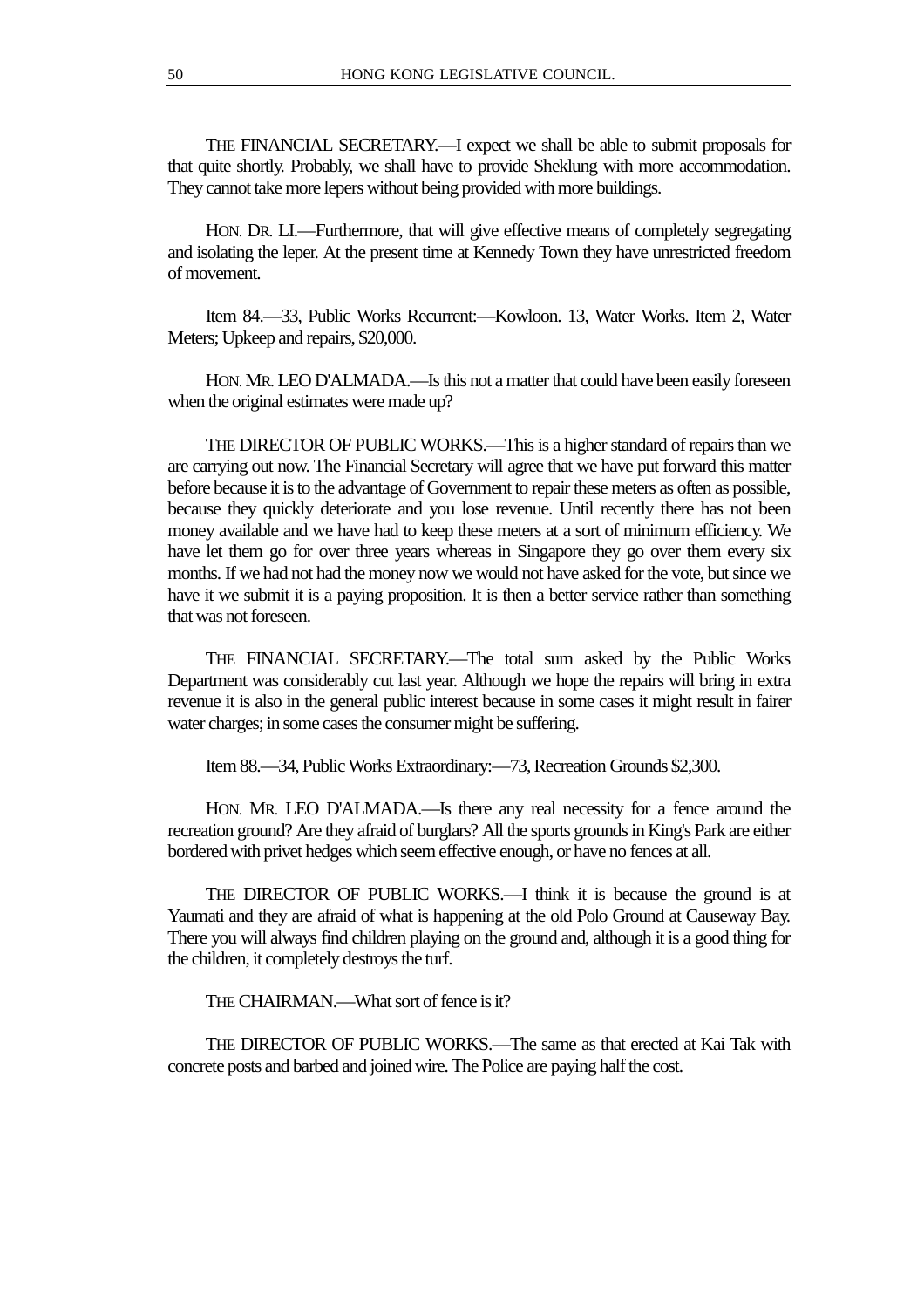THE FINANCIAL SECRETARY.—I expect we shall be able to submit proposals for that quite shortly. Probably, we shall have to provide Sheklung with more accommodation. They cannot take more lepers without being provided with more buildings.

HON. DR. LI.—Furthermore, that will give effective means of completely segregating and isolating the leper. At the present time at Kennedy Town they have unrestricted freedom of movement.

Item 84.—33, Public Works Recurrent:—Kowloon. 13, Water Works. Item 2, Water Meters; Upkeep and repairs, $20,000.

HON. MR. LEO D'ALMADA.—Is this not a matter that could have been easily foreseen when the original estimates were made up?

THE DIRECTOR OF PUBLIC WORKS.—This is a higher standard of repairs than we are carrying out now. The Financial Secretary will agree that we have put forward this matter before because it is to the advantage of Government to repair these meters as often as possible, because they quickly deteriorate and you lose revenue. Until recently there has not been money available and we have had to keep these meters at a sort of minimum efficiency. We have let them go for over three years whereas in Singapore they go over them every six months. If we had not had the money now we would not have asked for the vote, but since we have it we submit it is a paying proposition. It is then a better service rather than something that was not foreseen.

THE FINANCIAL SECRETARY.—The total sum asked by the Public Works Department was considerably cut last year. Although we hope the repairs will bring in extra revenue it is also in the general public interest because in some cases it might result in fairer water charges; in some cases the consumer might be suffering.

Item 88.—34, Public Works Extraordinary:—73, Recreation Grounds $2,300.

HON. MR. LEO D'ALMADA.—Is there any real necessity for a fence around the recreation ground? Are they afraid of burglars? All the sports grounds in King's Park are either bordered with privet hedges which seem effective enough, or have no fences at all.

THE DIRECTOR OF PUBLIC WORKS.—I think it is because the ground is at Yaumati and they are afraid of what is happening at the old Polo Ground at Causeway Bay. There you will always find children playing on the ground and, although it is a good thing for the children, it completely destroys the turf.

THE CHAIRMAN.—What sort of fence is it?

THE DIRECTOR OF PUBLIC WORKS.—The same as that erected at Kai Tak with concrete posts and barbed and joined wire. The Police are paying half the cost.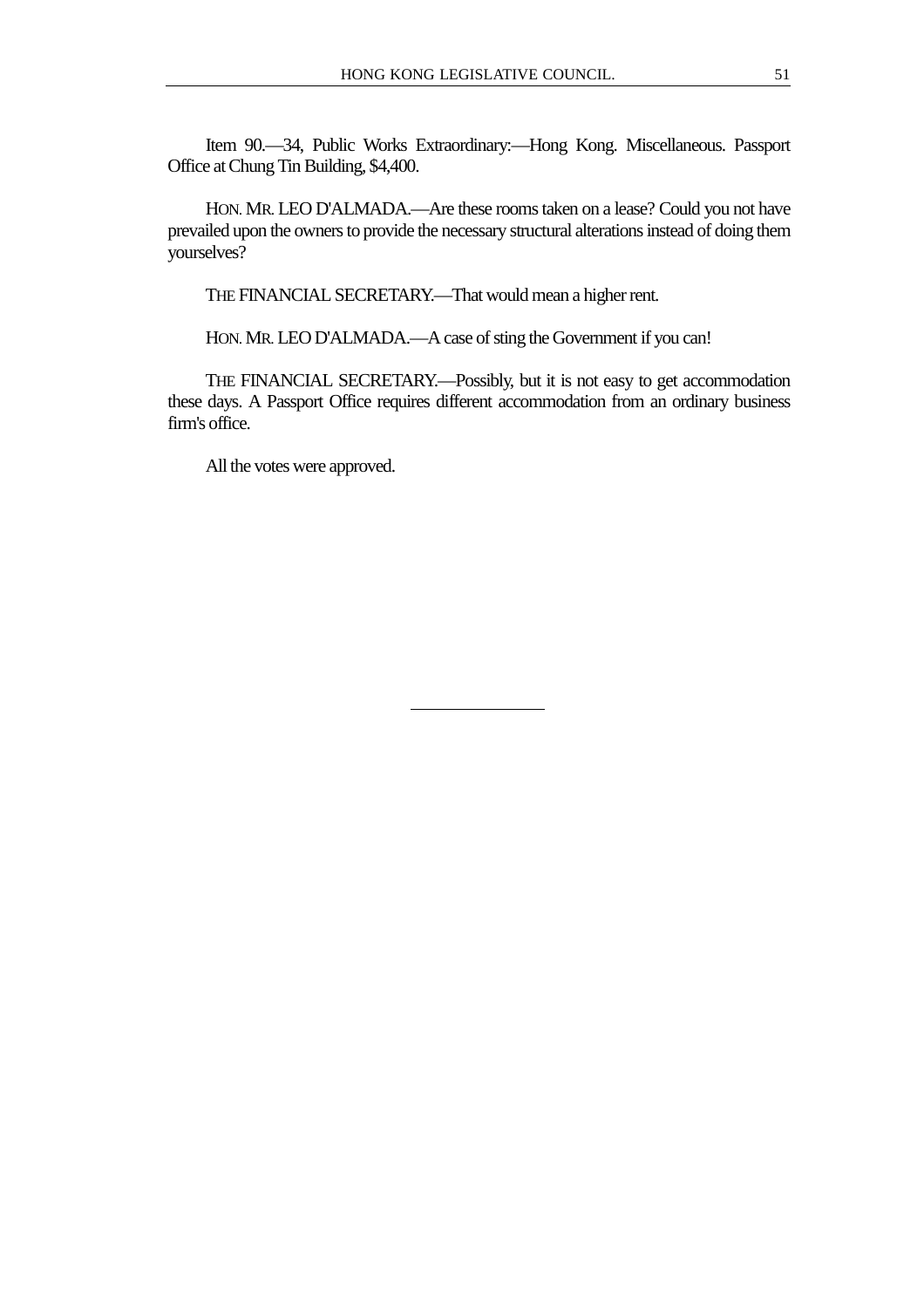Item 90.—34, Public Works Extraordinary:—Hong Kong. Miscellaneous. Passport Office at Chung Tin Building, $4,400.

HON. MR. LEO D'ALMADA.—Are these rooms taken on a lease? Could you not have prevailed upon the owners to provide the necessary structural alterations instead of doing them yourselves?

THE FINANCIAL SECRETARY.—That would mean a higher rent.

HON. MR. LEO D'ALMADA.—A case of sting the Government if you can!

THE FINANCIAL SECRETARY.—Possibly, but it is not easy to get accommodation these days. A Passport Office requires different accommodation from an ordinary business firm's office.

All the votes were approved.